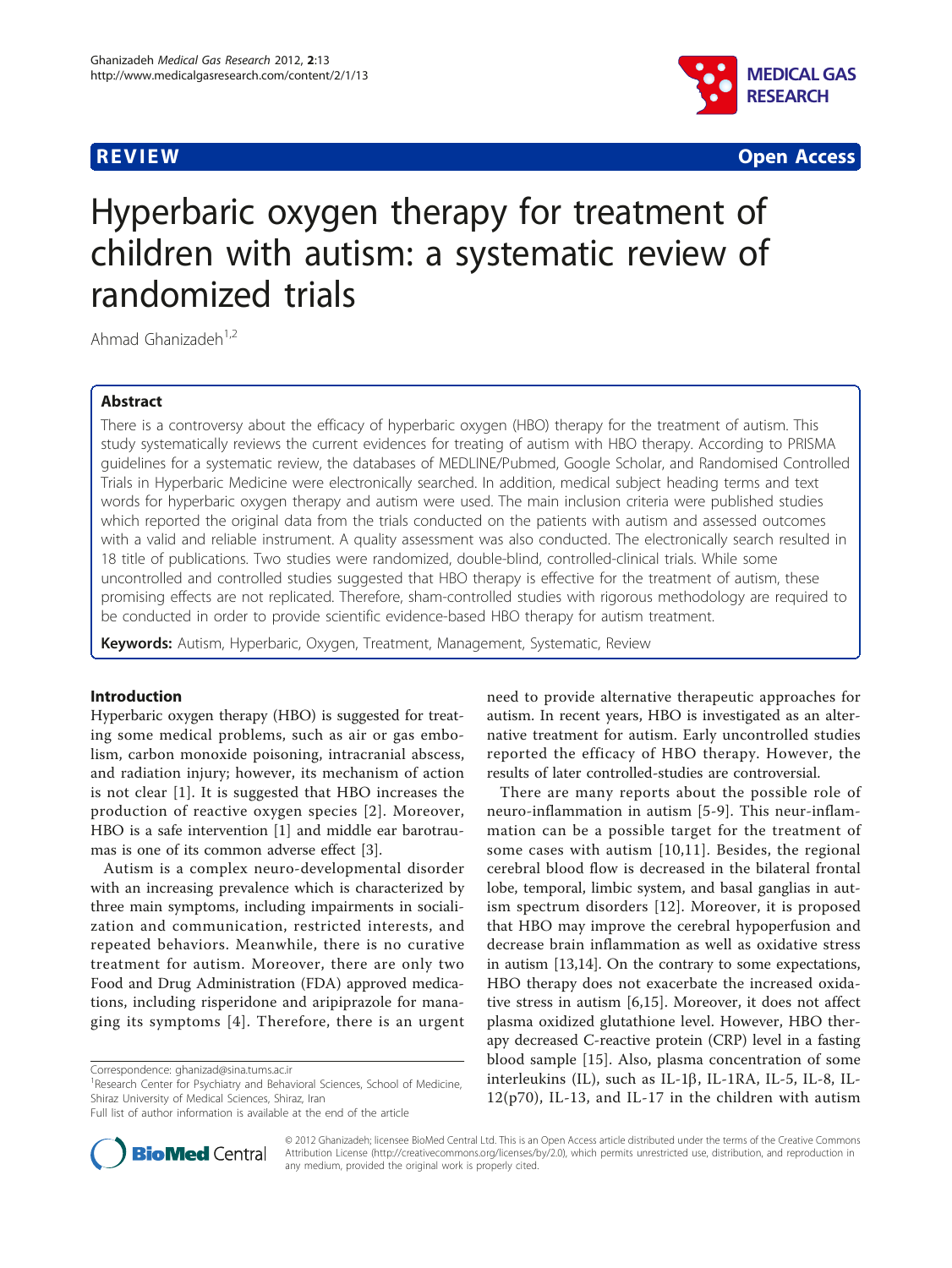REVIEW Open Access

# Hyperbaric oxygen therapy for treatment of children with autism: a systematic review of randomized trials

Ahmad Ghanizadeh[1,2]

## Abstract

There is a controversy about the efficacy of hyperbaric oxygen (HBO) therapy for the treatment of autism. This study systematically reviews the current evidences for treating of autism with HBO therapy. According to PRISMA guidelines for a systematic review, the databases of MEDLINE/Pubmed, Google Scholar, and Randomised Controlled Trials in Hyperbaric Medicine were electronically searched. In addition, medical subject heading terms and text words for hyperbaric oxygen therapy and autism were used. The main inclusion criteria were published studies which reported the original data from the trials conducted on the patients with autism and assessed outcomes with a valid and reliable instrument. A quality assessment was also conducted. The electronically search resulted in 18 title of publications. Two studies were randomized, double-blind, controlled-clinical trials. While some uncontrolled and controlled studies suggested that HBO therapy is effective for the treatment of autism, these promising effects are not replicated. Therefore, sham-controlled studies with rigorous methodology are required to be conducted in order to provide scientific evidence-based HBO therapy for autism treatment.

**Keywords:** Autism, Hyperbaric, Oxygen, Treatment, Management, Systematic, Review

## Introduction

Hyperbaric oxygen therapy (HBO) is suggested for treating some medical problems, such as air or gas embolism, carbon monoxide poisoning, intracranial abscess, and radiation injury; however, its mechanism of action is not clear [1]. It is suggested that HBO increases the production of reactive oxygen species [2]. Moreover, HBO is a safe intervention [1] and middle ear barotraumas is one of its common adverse effect [3].

Autism is a complex neuro-developmental disorder with an increasing prevalence which is characterized by three main symptoms, including impairments in socialization and communication, restricted interests, and repeated behaviors. Meanwhile, there is no curative treatment for autism. Moreover, there are only two Food and Drug Administration (FDA) approved medications, including risperidone and aripiprazole for managing its symptoms [4]. Therefore, there is an urgent need to provide alternative therapeutic approaches for autism. In recent years, HBO is investigated as an alternative treatment for autism. Early uncontrolled studies reported the efficacy of HBO therapy. However, the results of later controlled-studies are controversial.

There are many reports about the possible role of neuro-inflammation in autism [5-9]. This neur-inflammation can be a possible target for the treatment of some cases with autism [10,11]. Besides, the regional cerebral blood flow is decreased in the bilateral frontal lobe, temporal, limbic system, and basal ganglias in autism spectrum disorders [12]. Moreover, it is proposed that HBO may improve the cerebral hypoperfusion and decrease brain inflammation as well as oxidative stress in autism [13,14]. On the contrary to some expectations, HBO therapy does not exacerbate the increased oxidative stress in autism [6,15]. Moreover, it does not affect plasma oxidized glutathione level. However, HBO therapy decreased C-reactive protein (CRP) level in a fasting blood sample [15]. Also, plasma concentration of some interleukins (IL), such as IL-1β, IL-1RA, IL-5, IL-8, IL-12(p70), IL-13, and IL-17 in the children with autism

Correspondence: ghanizad@sina.tums.ac.ir
[1]Research Center for Psychiatry and Behavioral Sciences, School of Medicine, Shiraz University of Medical Sciences, Shiraz, Iran
Full list of author information is available at the end of the article

© 2012 Ghanizadeh; licensee BioMed Central Ltd. This is an Open Access article distributed under the terms of the Creative Commons Attribution License (http://creativecommons.org/licenses/by/2.0), which permits unrestricted use, distribution, and reproduction in any medium, provided the original work is properly cited.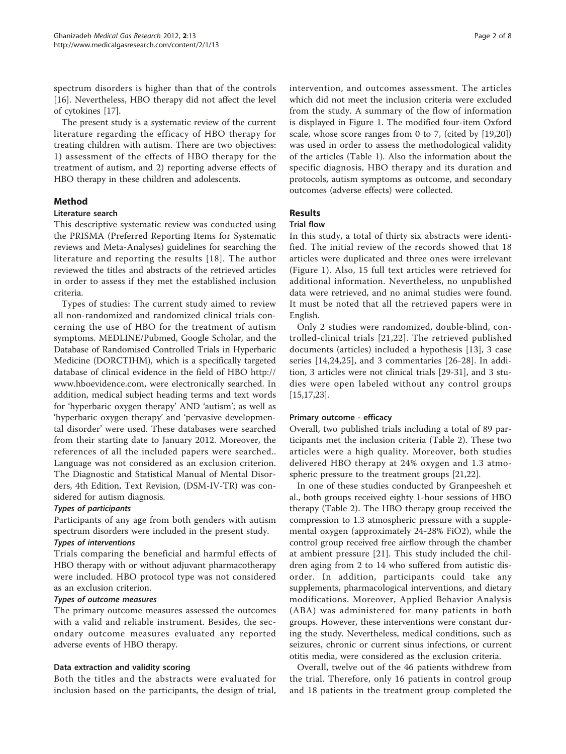spectrum disorders is higher than that of the controls [16]. Nevertheless, HBO therapy did not affect the level of cytokines [17].

The present study is a systematic review of the current literature regarding the efficacy of HBO therapy for treating children with autism. There are two objectives: 1) assessment of the effects of HBO therapy for the treatment of autism, and 2) reporting adverse effects of HBO therapy in these children and adolescents.

## Method

### Literature search

This descriptive systematic review was conducted using the PRISMA (Preferred Reporting Items for Systematic reviews and Meta-Analyses) guidelines for searching the literature and reporting the results [18]. The author reviewed the titles and abstracts of the retrieved articles in order to assess if they met the established inclusion criteria.

Types of studies: The current study aimed to review all non-randomized and randomized clinical trials concerning the use of HBO for the treatment of autism symptoms. MEDLINE/Pubmed, Google Scholar, and the Database of Randomised Controlled Trials in Hyperbaric Medicine (DORCTIHM), which is a specifically targeted database of clinical evidence in the field of HBO http://www.hboevidence.com, were electronically searched. In addition, medical subject heading terms and text words for 'hyperbaric oxygen therapy' AND 'autism'; as well as 'hyperbaric oxygen therapy' and 'pervasive developmental disorder' were used. These databases were searched from their starting date to January 2012. Moreover, the references of all the included papers were searched.. Language was not considered as an exclusion criterion. The Diagnostic and Statistical Manual of Mental Disorders, 4th Edition, Text Revision, (DSM-IV-TR) was considered for autism diagnosis.

#### *Types of participants*

Participants of any age from both genders with autism spectrum disorders were included in the present study.

#### *Types of interventions*

Trials comparing the beneficial and harmful effects of HBO therapy with or without adjuvant pharmacotherapy were included. HBO protocol type was not considered as an exclusion criterion.

#### *Types of outcome measures*

The primary outcome measures assessed the outcomes with a valid and reliable instrument. Besides, the secondary outcome measures evaluated any reported adverse events of HBO therapy.

### Data extraction and validity scoring

Both the titles and the abstracts were evaluated for inclusion based on the participants, the design of trial, intervention, and outcomes assessment. The articles which did not meet the inclusion criteria were excluded from the study. A summary of the flow of information is displayed in Figure 1. The modified four-item Oxford scale, whose score ranges from 0 to 7, (cited by [19,20]) was used in order to assess the methodological validity of the articles (Table 1). Also the information about the specific diagnosis, HBO therapy and its duration and protocols, autism symptoms as outcome, and secondary outcomes (adverse effects) were collected.

## Results

### Trial flow

In this study, a total of thirty six abstracts were identified. The initial review of the records showed that 18 articles were duplicated and three ones were irrelevant (Figure 1). Also, 15 full text articles were retrieved for additional information. Nevertheless, no unpublished data were retrieved, and no animal studies were found. It must be noted that all the retrieved papers were in English.

Only 2 studies were randomized, double-blind, controlled-clinical trials [21,22]. The retrieved published documents (articles) included a hypothesis [13], 3 case series [14,24,25], and 3 commentaries [26-28]. In addition, 3 articles were not clinical trials [29-31], and 3 studies were open labeled without any control groups [15,17,23].

### Primary outcome - efficacy

Overall, two published trials including a total of 89 participants met the inclusion criteria (Table 2). These two articles were a high quality. Moreover, both studies delivered HBO therapy at 24% oxygen and 1.3 atmospheric pressure to the treatment groups [21,22].

In one of these studies conducted by Granpeesheh et al., both groups received eighty 1-hour sessions of HBO therapy (Table 2). The HBO therapy group received the compression to 1.3 atmospheric pressure with a supplemental oxygen (approximately 24-28% $FiO_2$), while the control group received free airflow through the chamber at ambient pressure [21]. This study included the children aging from 2 to 14 who suffered from autistic disorder. In addition, participants could take any supplements, pharmacological interventions, and dietary modifications. Moreover, Applied Behavior Analysis (ABA) was administered for many patients in both groups. However, these interventions were constant during the study. Nevertheless, medical conditions, such as seizures, chronic or current sinus infections, or current otitis media, were considered as the exclusion criteria.

Overall, twelve out of the 46 patients withdrew from the trial. Therefore, only 16 patients in control group and 18 patients in the treatment group completed the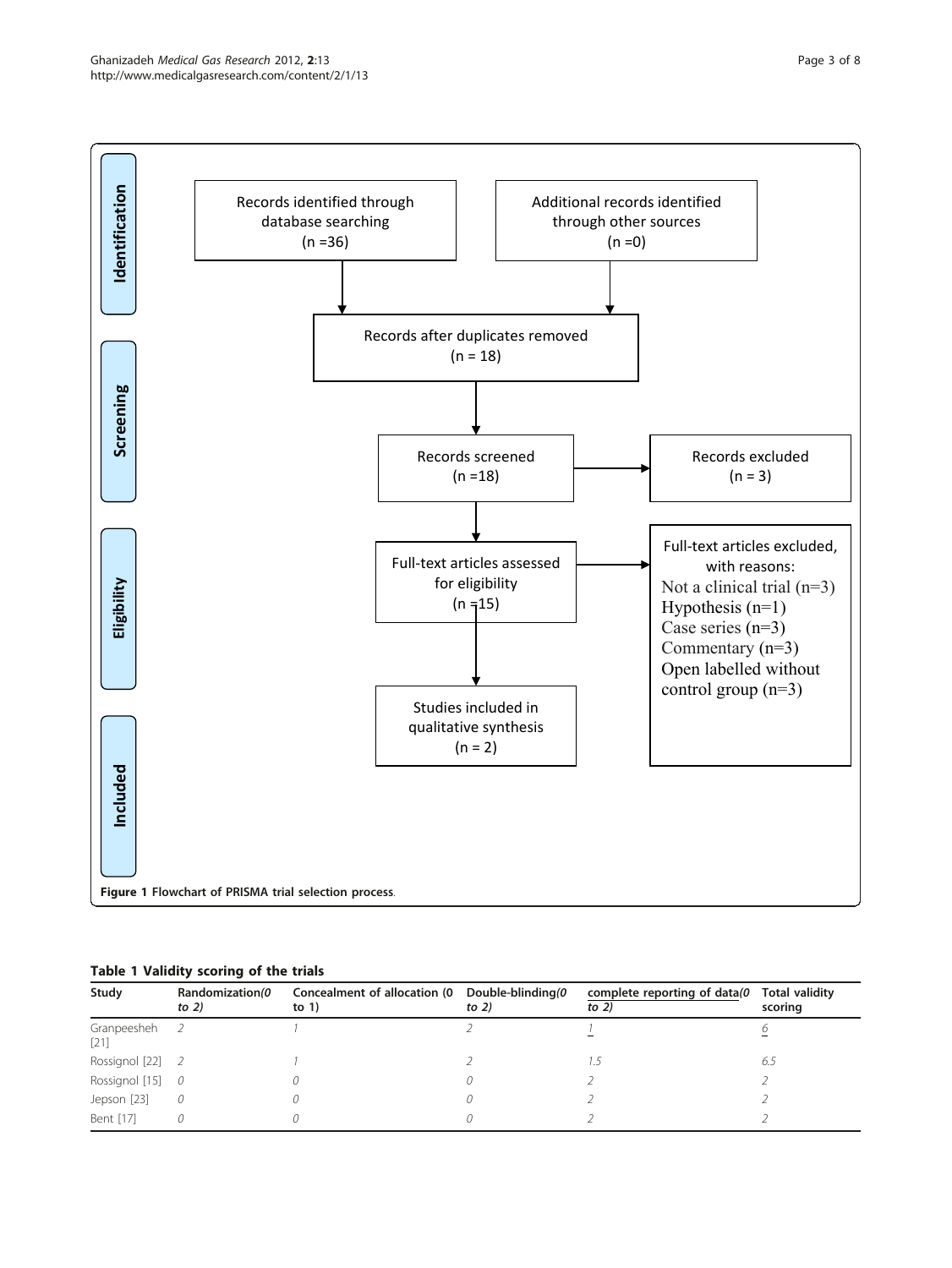**Identification**

Records identified through database searching (n =36)

Additional records identified through other sources (n =0)

Records after duplicates removed (n = 18)

**Screening**

Records screened (n =18)

Records excluded (n = 3)

**Eligibility**

Full-text articles assessed for eligibility (n =15)

Full-text articles excluded, with reasons:
Not a clinical trial (n=3)
Hypothesis (n=1)
Case series (n=3)
Commentary (n=3)
Open labelled without control group (n=3)

**Included**

Studies included in qualitative synthesis (n = 2)

**Figure 1 Flowchart of PRISMA trial selection process**.

**Table 1 Validity scoring of the trials**

| Study | Randomization *(0 to 2)* | Concealment of allocation (0 to 1) | Double-blinding *(0 to 2)* | complete reporting of data *(0 to 2)* | Total validity scoring |
|---|---|---|---|---|---|
| Granpeesheh [21] | *2* | *1* | *2* | *1* | *6* |
| Rossignol [22] | *2* | *1* | *2* | *1.5* | *6.5* |
| Rossignol [15] | *0* | *0* | *0* | *2* | *2* |
| Jepson [23] | *0* | *0* | *0* | *2* | *2* |
| Bent [17] | *0* | *0* | *0* | *2* | *2* |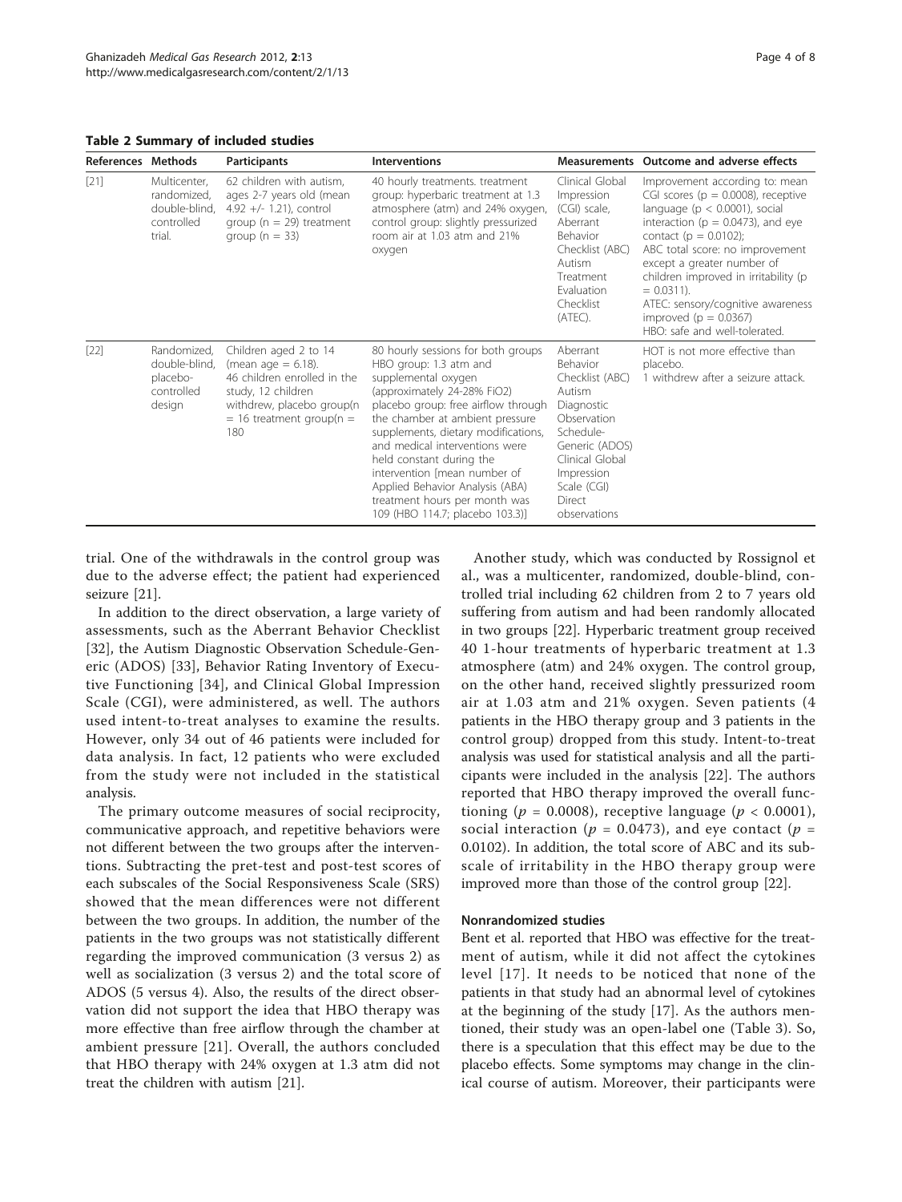**Table 2 Summary of included studies**

| References | Methods | Participants | Interventions | Measurements | Outcome and adverse effects |
|---|---|---|---|---|---|
| [21] | Multicenter, randomized, double-blind, controlled trial. | 62 children with autism, ages 2-7 years old (mean 4.92 +/- 1.21), control group (n = 29) treatment group (n = 33) | 40 hourly treatments. treatment group: hyperbaric treatment at 1.3 atmosphere (atm) and 24% oxygen, control group: slightly pressurized room air at 1.03 atm and 21% oxygen | Clinical Global Impression (CGI) scale, Aberrant Behavior Checklist (ABC) Autism Treatment Evaluation Checklist (ATEC). | Improvement according to: mean CGI scores (p = 0.0008), receptive language (p < 0.0001), social interaction (p = 0.0473), and eye contact (p = 0.0102); ABC total score: no improvement except a greater number of children improved in irritability (p = 0.0311). ATEC: sensory/cognitive awareness improved (p = 0.0367) HBO: safe and well-tolerated. |
| [22] | Randomized, double-blind, placebo-controlled design | Children aged 2 to 14 (mean age = 6.18). 46 children enrolled in the study, 12 children withdrew, placebo group(n = 16 treatment group(n = 180 | 80 hourly sessions for both groups HBO group: 1.3 atm and supplemental oxygen (approximately 24-28% FiO2) placebo group: free airflow through the chamber at ambient pressure supplements, dietary modifications, and medical interventions were held constant during the intervention [mean number of Applied Behavior Analysis (ABA) treatment hours per month was 109 (HBO 114.7; placebo 103.3)] | Aberrant Behavior Checklist (ABC) Autism Diagnostic Observation Schedule-Generic (ADOS) Clinical Global Impression Scale (CGI) Direct observations | HOT is not more effective than placebo. 1 withdrew after a seizure attack. |

trial. One of the withdrawals in the control group was due to the adverse effect; the patient had experienced seizure [21].

In addition to the direct observation, a large variety of assessments, such as the Aberrant Behavior Checklist [32], the Autism Diagnostic Observation Schedule-Generic (ADOS) [33], Behavior Rating Inventory of Executive Functioning [34], and Clinical Global Impression Scale (CGI), were administered, as well. The authors used intent-to-treat analyses to examine the results. However, only 34 out of 46 patients were included for data analysis. In fact, 12 patients who were excluded from the study were not included in the statistical analysis.

The primary outcome measures of social reciprocity, communicative approach, and repetitive behaviors were not different between the two groups after the interventions. Subtracting the pret-test and post-test scores of each subscales of the Social Responsiveness Scale (SRS) showed that the mean differences were not different between the two groups. In addition, the number of the patients in the two groups was not statistically different regarding the improved communication (3 versus 2) as well as socialization (3 versus 2) and the total score of ADOS (5 versus 4). Also, the results of the direct observation did not support the idea that HBO therapy was more effective than free airflow through the chamber at ambient pressure [21]. Overall, the authors concluded that HBO therapy with 24% oxygen at 1.3 atm did not treat the children with autism [21].

Another study, which was conducted by Rossignol et al., was a multicenter, randomized, double-blind, controlled trial including 62 children from 2 to 7 years old suffering from autism and had been randomly allocated in two groups [22]. Hyperbaric treatment group received 40 1-hour treatments of hyperbaric treatment at 1.3 atmosphere (atm) and 24% oxygen. The control group, on the other hand, received slightly pressurized room air at 1.03 atm and 21% oxygen. Seven patients (4 patients in the HBO therapy group and 3 patients in the control group) dropped from this study. Intent-to-treat analysis was used for statistical analysis and all the participants were included in the analysis [22]. The authors reported that HBO therapy improved the overall functioning ($p$ = 0.0008), receptive language ($p$ < 0.0001), social interaction ($p$ = 0.0473), and eye contact ($p$ = 0.0102). In addition, the total score of ABC and its subscale of irritability in the HBO therapy group were improved more than those of the control group [22].

### Nonrandomized studies

Bent et al. reported that HBO was effective for the treatment of autism, while it did not affect the cytokines level [17]. It needs to be noticed that none of the patients in that study had an abnormal level of cytokines at the beginning of the study [17]. As the authors mentioned, their study was an open-label one (Table 3). So, there is a speculation that this effect may be due to the placebo effects. Some symptoms may change in the clinical course of autism. Moreover, their participants were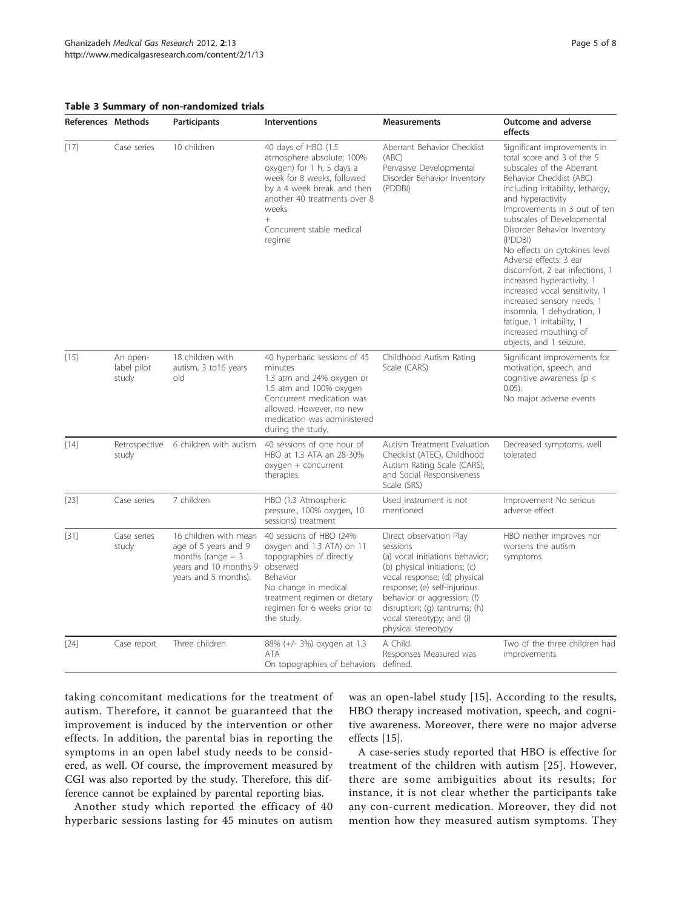**Table 3 Summary of non-randomized trials**

| References | Methods | Participants | Interventions | Measurements | Outcome and adverse effects |
|---|---|---|---|---|---|
| [17] | Case series | 10 children | 40 days of HBO (1.5 atmosphere absolute; 100% oxygen) for 1 h, 5 days a week for 8 weeks, followed by a 4 week break, and then another 40 treatments over 8 weeks + Concurrent stable medical regime | Aberrant Behavior Checklist (ABC) Pervasive Developmental Disorder Behavior Inventory (PDDBI) | Significant improvements in total score and 3 of the 5 subscales of the Aberrant Behavior Checklist (ABC) including irritability, lethargy, and hyperactivity Improvements in 3 out of ten subscales of Developmental Disorder Behavior Inventory (PDDBI) No effects on cytokines level Adverse effects: 3 ear discomfort, 2 ear infections, 1 increased hyperactivity, 1 increased vocal sensitivity, 1 increased sensory needs, 1 insomnia, 1 dehydration, 1 fatigue, 1 irritability, 1 increased mouthing of objects, and 1 seizure. |
| [15] | An open-label pilot study | 18 children with autism, 3 to16 years old | 40 hyperbaric sessions of 45 minutes 1.3 atm and 24% oxygen or 1.5 atm and 100% oxygen Concurrent medication was allowed. However, no new medication was administered during the study. | Childhood Autism Rating Scale (CARS) | Significant improvements for motivation, speech, and cognitive awareness ($p < 0.05$). No major adverse events |
| [14] | Retrospective study | 6 children with autism | 40 sessions of one hour of HBO at 1.3 ATA an 28-30% oxygen + concurrent therapies | Autism Treatment Evaluation Checklist (ATEC), Childhood Autism Rating Scale (CARS), and Social Responsiveness Scale (SRS) | Decreased symptoms, well tolerated |
| [23] | Case series | 7 children | HBO (1.3 Atmospheric pressure., 100% oxygen, 10 sessions) treatment | Used instrument is not mentioned | Improvement No serious adverse effect |
| [31] | Case series study | 16 children with mean age of 5 years and 9 months (range = 3 years and 10 months-9 years and 5 months). | 40 sessions of HBO (24% oxygen and 1.3 ATA) on 11 topographies of directly observed Behavior No change in medical treatment regimen or dietary regimen for 6 weeks prior to the study. | Direct observation Play sessions (a) vocal initiations behavior; (b) physical initiations; (c) vocal response; (d) physical response; (e) self-injurious behavior or aggression; (f) disruption; (g) tantrums; (h) vocal stereotypy; and (i) physical stereotypy | HBO neither improves nor worsens the autism symptoms. |
| [24] | Case report | Three children | 88% (+/- 3%) oxygen at 1.3 ATA On topographies of behaviors | A Child Responses Measured was defined. | Two of the three children had improvements. |

taking concomitant medications for the treatment of autism. Therefore, it cannot be guaranteed that the improvement is induced by the intervention or other effects. In addition, the parental bias in reporting the symptoms in an open label study needs to be considered, as well. Of course, the improvement measured by CGI was also reported by the study. Therefore, this difference cannot be explained by parental reporting bias.

Another study which reported the efficacy of 40 hyperbaric sessions lasting for 45 minutes on autism was an open-label study [15]. According to the results, HBO therapy increased motivation, speech, and cognitive awareness. Moreover, there were no major adverse effects [15].

A case-series study reported that HBO is effective for treatment of the children with autism [25]. However, there are some ambiguities about its results; for instance, it is not clear whether the participants take any con-current medication. Moreover, they did not mention how they measured autism symptoms. They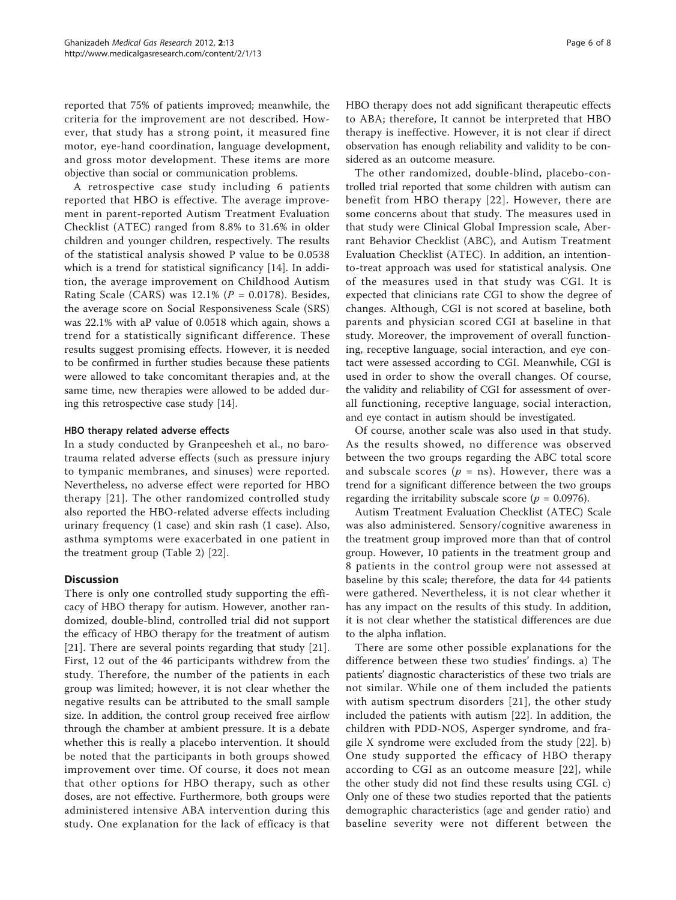reported that 75% of patients improved; meanwhile, the criteria for the improvement are not described. However, that study has a strong point, it measured fine motor, eye-hand coordination, language development, and gross motor development. These items are more objective than social or communication problems.

A retrospective case study including 6 patients reported that HBO is effective. The average improvement in parent-reported Autism Treatment Evaluation Checklist (ATEC) ranged from 8.8% to 31.6% in older children and younger children, respectively. The results of the statistical analysis showed P value to be 0.0538 which is a trend for statistical significancy [14]. In addition, the average improvement on Childhood Autism Rating Scale (CARS) was 12.1% ($P = 0.0178$). Besides, the average score on Social Responsiveness Scale (SRS) was 22.1% with aP value of 0.0518 which again, shows a trend for a statistically significant difference. These results suggest promising effects. However, it is needed to be confirmed in further studies because these patients were allowed to take concomitant therapies and, at the same time, new therapies were allowed to be added during this retrospective case study [14].

### HBO therapy related adverse effects

In a study conducted by Granpeesheh et al., no barotrauma related adverse effects (such as pressure injury to tympanic membranes, and sinuses) were reported. Nevertheless, no adverse effect were reported for HBO therapy [21]. The other randomized controlled study also reported the HBO-related adverse effects including urinary frequency (1 case) and skin rash (1 case). Also, asthma symptoms were exacerbated in one patient in the treatment group (Table 2) [22].

## Discussion

There is only one controlled study supporting the efficacy of HBO therapy for autism. However, another randomized, double-blind, controlled trial did not support the efficacy of HBO therapy for the treatment of autism [21]. There are several points regarding that study [21]. First, 12 out of the 46 participants withdrew from the study. Therefore, the number of the patients in each group was limited; however, it is not clear whether the negative results can be attributed to the small sample size. In addition, the control group received free airflow through the chamber at ambient pressure. It is a debate whether this is really a placebo intervention. It should be noted that the participants in both groups showed improvement over time. Of course, it does not mean that other options for HBO therapy, such as other doses, are not effective. Furthermore, both groups were administered intensive ABA intervention during this study. One explanation for the lack of efficacy is that HBO therapy does not add significant therapeutic effects to ABA; therefore, It cannot be interpreted that HBO therapy is ineffective. However, it is not clear if direct observation has enough reliability and validity to be considered as an outcome measure.

The other randomized, double-blind, placebo-controlled trial reported that some children with autism can benefit from HBO therapy [22]. However, there are some concerns about that study. The measures used in that study were Clinical Global Impression scale, Aberrant Behavior Checklist (ABC), and Autism Treatment Evaluation Checklist (ATEC). In addition, an intention-to-treat approach was used for statistical analysis. One of the measures used in that study was CGI. It is expected that clinicians rate CGI to show the degree of changes. Although, CGI is not scored at baseline, both parents and physician scored CGI at baseline in that study. Moreover, the improvement of overall functioning, receptive language, social interaction, and eye contact were assessed according to CGI. Meanwhile, CGI is used in order to show the overall changes. Of course, the validity and reliability of CGI for assessment of overall functioning, receptive language, social interaction, and eye contact in autism should be investigated.

Of course, another scale was also used in that study. As the results showed, no difference was observed between the two groups regarding the ABC total score and subscale scores ($p$ = ns). However, there was a trend for a significant difference between the two groups regarding the irritability subscale score ($p = 0.0976$).

Autism Treatment Evaluation Checklist (ATEC) Scale was also administered. Sensory/cognitive awareness in the treatment group improved more than that of control group. However, 10 patients in the treatment group and 8 patients in the control group were not assessed at baseline by this scale; therefore, the data for 44 patients were gathered. Nevertheless, it is not clear whether it has any impact on the results of this study. In addition, it is not clear whether the statistical differences are due to the alpha inflation.

There are some other possible explanations for the difference between these two studies' findings. a) The patients' diagnostic characteristics of these two trials are not similar. While one of them included the patients with autism spectrum disorders [21], the other study included the patients with autism [22]. In addition, the children with PDD-NOS, Asperger syndrome, and fragile X syndrome were excluded from the study [22]. b) One study supported the efficacy of HBO therapy according to CGI as an outcome measure [22], while the other study did not find these results using CGI. c) Only one of these two studies reported that the patients demographic characteristics (age and gender ratio) and baseline severity were not different between the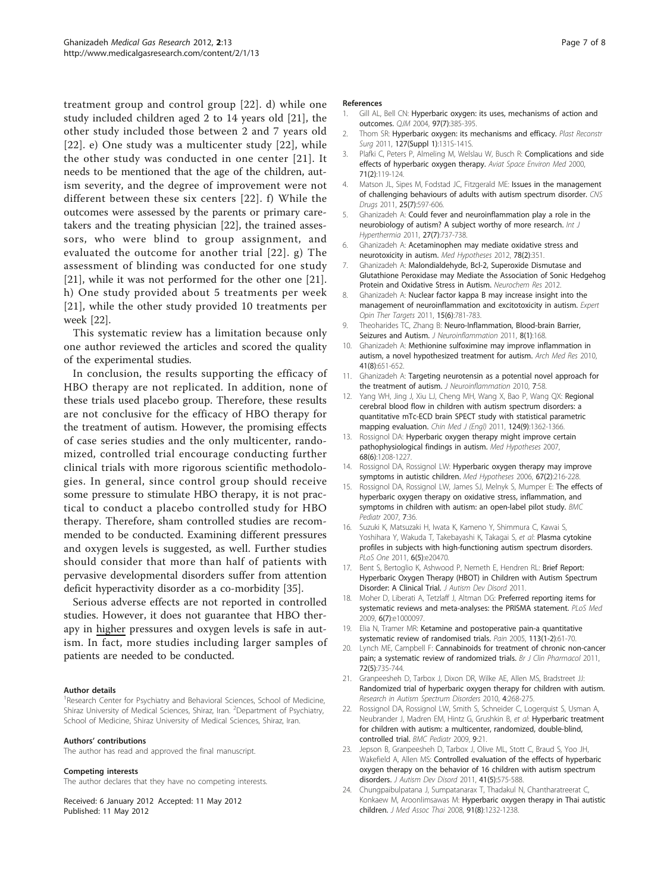treatment group and control group [22]. d) while one study included children aged 2 to 14 years old [21], the other study included those between 2 and 7 years old [22]. e) One study was a multicenter study [22], while the other study was conducted in one center [21]. It needs to be mentioned that the age of the children, autism severity, and the degree of improvement were not different between these six centers [22]. f) While the outcomes were assessed by the parents or primary caretakers and the treating physician [22], the trained assessors, who were blind to group assignment, and evaluated the outcome for another trial [22]. g) The assessment of blinding was conducted for one study [21], while it was not performed for the other one [21]. h) One study provided about 5 treatments per week [21], while the other study provided 10 treatments per week [22].

This systematic review has a limitation because only one author reviewed the articles and scored the quality of the experimental studies.

In conclusion, the results supporting the efficacy of HBO therapy are not replicated. In addition, none of these trials used placebo group. Therefore, these results are not conclusive for the efficacy of HBO therapy for the treatment of autism. However, the promising effects of case series studies and the only multicenter, randomized, controlled trial encourage conducting further clinical trials with more rigorous scientific methodologies. In general, since control group should receive some pressure to stimulate HBO therapy, it is not practical to conduct a placebo controlled study for HBO therapy. Therefore, sham controlled studies are recommended to be conducted. Examining different pressures and oxygen levels is suggested, as well. Further studies should consider that more than half of patients with pervasive developmental disorders suffer from attention deficit hyperactivity disorder as a co-morbidity [35].

Serious adverse effects are not reported in controlled studies. However, it does not guarantee that HBO therapy in higher pressures and oxygen levels is safe in autism. In fact, more studies including larger samples of patients are needed to be conducted.

#### Author details

[1]Research Center for Psychiatry and Behavioral Sciences, School of Medicine, Shiraz University of Medical Sciences, Shiraz, Iran. [2]Department of Psychiatry, School of Medicine, Shiraz University of Medical Sciences, Shiraz, Iran.

#### Authors' contributions

The author has read and approved the final manuscript.

#### Competing interests

The author declares that they have no competing interests.

Received: 6 January 2012 Accepted: 11 May 2012
Published: 11 May 2012

#### References

1. Gill AL, Bell CN: **Hyperbaric oxygen: its uses, mechanisms of action and outcomes.** *QJM* 2004, **97(7)**:385-395.
2. Thom SR: **Hyperbaric oxygen: its mechanisms and efficacy.** *Plast Reconstr Surg* 2011, **127(Suppl 1)**:131S-141S.
3. Plafki C, Peters P, Almeling M, Welslau W, Busch R: **Complications and side effects of hyperbaric oxygen therapy.** *Aviat Space Environ Med* 2000, **71(2)**:119-124.
4. Matson JL, Sipes M, Fodstad JC, Fitzgerald ME: **Issues in the management of challenging behaviours of adults with autism spectrum disorder.** *CNS Drugs* 2011, **25(7)**:597-606.
5. Ghanizadeh A: **Could fever and neuroinflammation play a role in the neurobiology of autism? A subject worthy of more research.** *Int J Hyperthermia* 2011, **27(7)**:737-738.
6. Ghanizadeh A: **Acetaminophen may mediate oxidative stress and neurotoxicity in autism.** *Med Hypotheses* 2012, **78(2)**:351.
7. Ghanizadeh A: **Malondialdehyde, Bcl-2, Superoxide Dismutase and Glutathione Peroxidase may Mediate the Association of Sonic Hedgehog Protein and Oxidative Stress in Autism.** *Neurochem Res* 2012.
8. Ghanizadeh A: **Nuclear factor kappa B may increase insight into the management of neuroinflammation and excitotoxicity in autism.** *Expert Opin Ther Targets* 2011, **15(6)**:781-783.
9. Theoharides TC, Zhang B: **Neuro-Inflammation, Blood-brain Barrier, Seizures and Autism.** *J Neuroinflammation* 2011, **8(1)**:168.
10. Ghanizadeh A: **Methionine sulfoximine may improve inflammation in autism, a novel hypothesized treatment for autism.** *Arch Med Res* 2010, **41(8)**:651-652.
11. Ghanizadeh A: **Targeting neurotensin as a potential novel approach for the treatment of autism.** *J Neuroinflammation* 2010, **7**:58.
12. Yang WH, Jing J, Xiu LJ, Cheng MH, Wang X, Bao P, Wang QX: **Regional cerebral blood flow in children with autism spectrum disorders: a quantitative mTc-ECD brain SPECT study with statistical parametric mapping evaluation.** *Chin Med J (Engl)* 2011, **124(9)**:1362-1366.
13. Rossignol DA: **Hyperbaric oxygen therapy might improve certain pathophysiological findings in autism.** *Med Hypotheses* 2007, **68(6)**:1208-1227.
14. Rossignol DA, Rossignol LW: **Hyperbaric oxygen therapy may improve symptoms in autistic children.** *Med Hypotheses* 2006, **67(2)**:216-228.
15. Rossignol DA, Rossignol LW, James SJ, Melnyk S, Mumper E: **The effects of hyperbaric oxygen therapy on oxidative stress, inflammation, and symptoms in children with autism: an open-label pilot study.** *BMC Pediatr* 2007, **7**:36.
16. Suzuki K, Matsuzaki H, Iwata K, Kameno Y, Shimmura C, Kawai S, Yoshihara Y, Wakuda T, Takebayashi K, Takagai S, *et al*: **Plasma cytokine profiles in subjects with high-functioning autism spectrum disorders.** *PLoS One* 2011, **6(5)**:e20470.
17. Bent S, Bertoglio K, Ashwood P, Nemeth E, Hendren RL: **Brief Report: Hyperbaric Oxygen Therapy (HBOT) in Children with Autism Spectrum Disorder: A Clinical Trial.** *J Autism Dev Disord* 2011.
18. Moher D, Liberati A, Tetzlaff J, Altman DG: **Preferred reporting items for systematic reviews and meta-analyses: the PRISMA statement.** *PLoS Med* 2009, **6(7)**:e1000097.
19. Elia N, Tramer MR: **Ketamine and postoperative pain-a quantitative systematic review of randomised trials.** *Pain* 2005, **113(1-2)**:61-70.
20. Lynch ME, Campbell F: **Cannabinoids for treatment of chronic non-cancer pain; a systematic review of randomized trials.** *Br J Clin Pharmacol* 2011, **72(5)**:735-744.
21. Granpeesheh D, Tarbox J, Dixon DR, Wilke AE, Allen MS, Bradstreet JJ: **Randomized trial of hyperbaric oxygen therapy for children with autism.** *Research in Autism Spectrum Disorders* 2010, **4**:268-275.
22. Rossignol DA, Rossignol LW, Smith S, Schneider C, Logerquist S, Usman A, Neubrander J, Madren EM, Hintz G, Grushkin B, *et al*: **Hyperbaric treatment for children with autism: a multicenter, randomized, double-blind, controlled trial.** *BMC Pediatr* 2009, **9**:21.
23. Jepson B, Granpeesheh D, Tarbox J, Olive ML, Stott C, Braud S, Yoo JH, Wakefield A, Allen MS: **Controlled evaluation of the effects of hyperbaric oxygen therapy on the behavior of 16 children with autism spectrum disorders.** *J Autism Dev Disord* 2011, **41(5)**:575-588.
24. Chungpaibulpatana J, Sumpatanarax T, Thadakul N, Chantharatreerat C, Konkaew M, Aroonlimsawas M: **Hyperbaric oxygen therapy in Thai autistic children.** *J Med Assoc Thai* 2008, **91(8)**:1232-1238.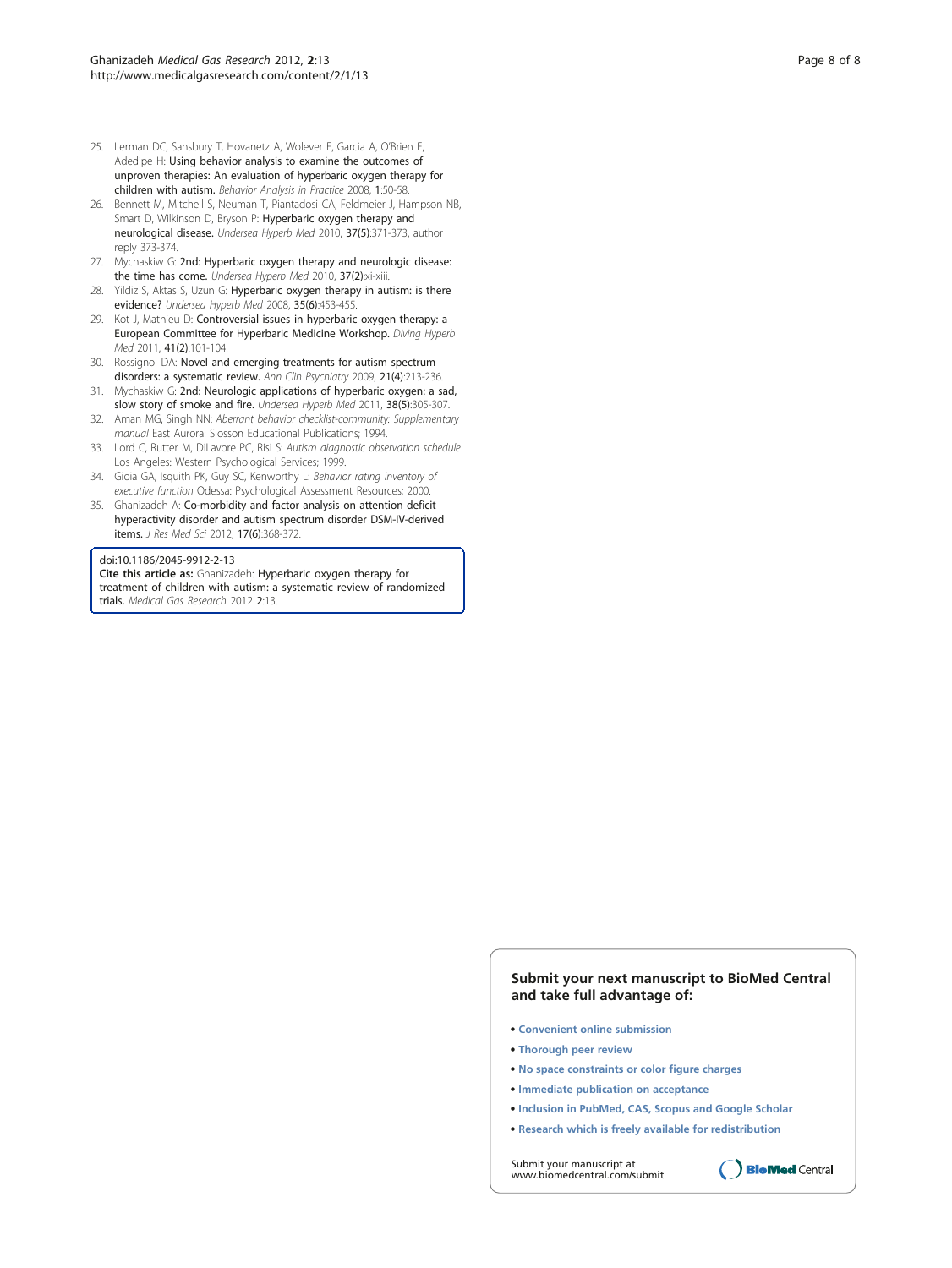25. Lerman DC, Sansbury T, Hovanetz A, Wolever E, Garcia A, O'Brien E, Adedipe H: **Using behavior analysis to examine the outcomes of unproven therapies: An evaluation of hyperbaric oxygen therapy for children with autism.** *Behavior Analysis in Practice* 2008, **1**:50-58.
26. Bennett M, Mitchell S, Neuman T, Piantadosi CA, Feldmeier J, Hampson NB, Smart D, Wilkinson D, Bryson P: **Hyperbaric oxygen therapy and neurological disease.** *Undersea Hyperb Med* 2010, **37(5)**:371-373, author reply 373-374.
27. Mychaskiw G: **2nd: Hyperbaric oxygen therapy and neurologic disease: the time has come.** *Undersea Hyperb Med* 2010, **37(2)**:xi-xiii.
28. Yildiz S, Aktas S, Uzun G: **Hyperbaric oxygen therapy in autism: is there evidence?** *Undersea Hyperb Med* 2008, **35(6)**:453-455.
29. Kot J, Mathieu D: **Controversial issues in hyperbaric oxygen therapy: a European Committee for Hyperbaric Medicine Workshop.** *Diving Hyperb Med* 2011, **41(2)**:101-104.
30. Rossignol DA: **Novel and emerging treatments for autism spectrum disorders: a systematic review.** *Ann Clin Psychiatry* 2009, **21(4)**:213-236.
31. Mychaskiw G: **2nd: Neurologic applications of hyperbaric oxygen: a sad, slow story of smoke and fire.** *Undersea Hyperb Med* 2011, **38(5)**:305-307.
32. Aman MG, Singh NN: *Aberrant behavior checklist-community: Supplementary manual* East Aurora: Slosson Educational Publications; 1994.
33. Lord C, Rutter M, DiLavore PC, Risi S: *Autism diagnostic observation schedule* Los Angeles: Western Psychological Services; 1999.
34. Gioia GA, Isquith PK, Guy SC, Kenworthy L: *Behavior rating inventory of executive function* Odessa: Psychological Assessment Resources; 2000.
35. Ghanizadeh A: **Co-morbidity and factor analysis on attention deficit hyperactivity disorder and autism spectrum disorder DSM-IV-derived items.** *J Res Med Sci* 2012, **17(6)**:368-372.

doi:10.1186/2045-9912-2-13
**Cite this article as:** Ghanizadeh: **Hyperbaric oxygen therapy for treatment of children with autism: a systematic review of randomized trials.** *Medical Gas Research* 2012 **2**:13.

**Submit your next manuscript to BioMed Central and take full advantage of:**

- **Convenient online submission**
- **Thorough peer review**
- **No space constraints or color figure charges**
- **Immediate publication on acceptance**
- **Inclusion in PubMed, CAS, Scopus and Google Scholar**
- **Research which is freely available for redistribution**

Submit your manuscript at
www.biomedcentral.com/submit

BioMed Central